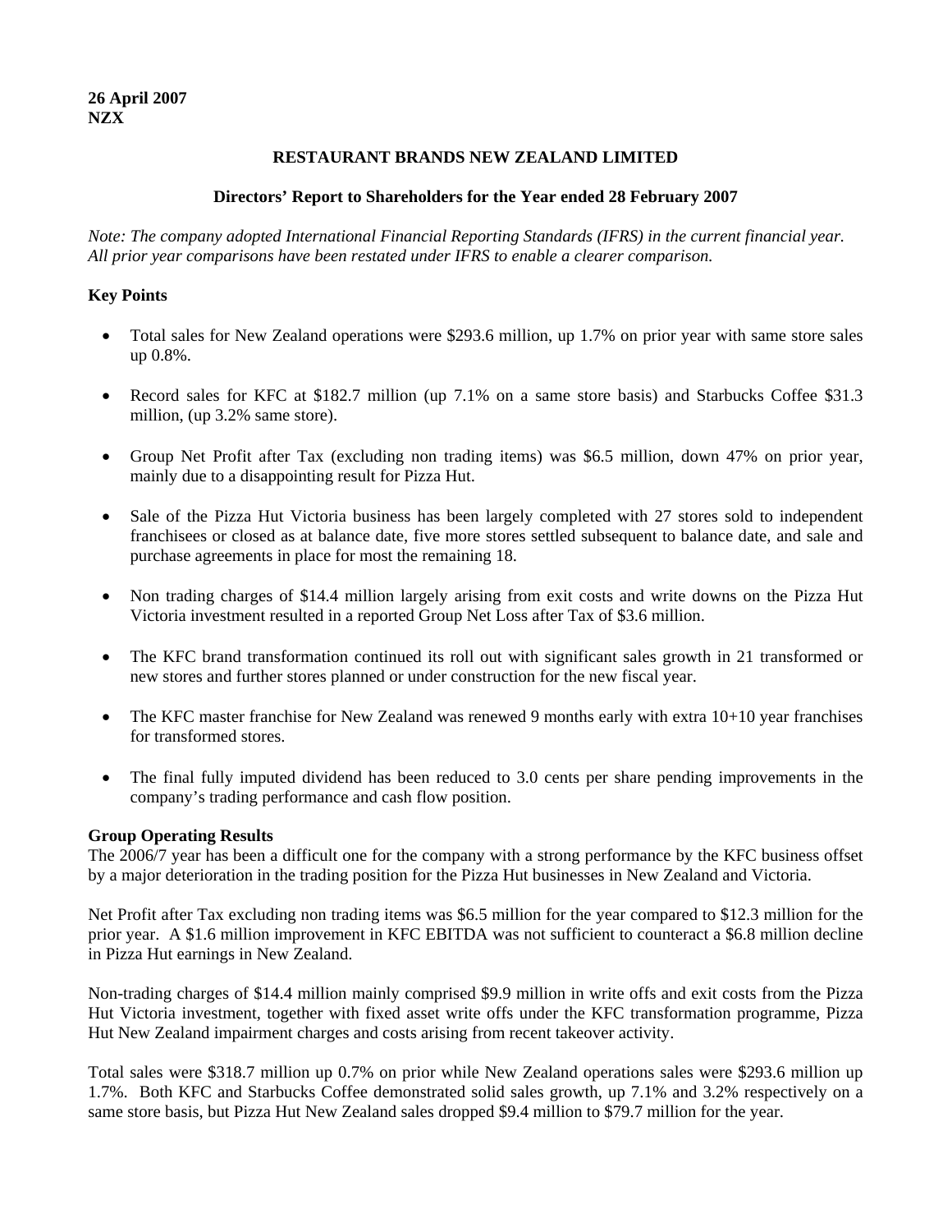**26 April 2007**
**NZX**

**RESTAURANT BRANDS NEW ZEALAND LIMITED**

**Directors' Report to Shareholders for the Year ended 28 February 2007**

*Note: The company adopted International Financial Reporting Standards (IFRS) in the current financial year. All prior year comparisons have been restated under IFRS to enable a clearer comparison.*

**Key Points**

- Total sales for New Zealand operations were $293.6 million, up 1.7% on prior year with same store sales up 0.8%.

- Record sales for KFC at $182.7 million (up 7.1% on a same store basis) and Starbucks Coffee $31.3 million, (up 3.2% same store).

- Group Net Profit after Tax (excluding non trading items) was $6.5 million, down 47% on prior year, mainly due to a disappointing result for Pizza Hut.

- Sale of the Pizza Hut Victoria business has been largely completed with 27 stores sold to independent franchisees or closed as at balance date, five more stores settled subsequent to balance date, and sale and purchase agreements in place for most the remaining 18.

- Non trading charges of $14.4 million largely arising from exit costs and write downs on the Pizza Hut Victoria investment resulted in a reported Group Net Loss after Tax of $3.6 million.

- The KFC brand transformation continued its roll out with significant sales growth in 21 transformed or new stores and further stores planned or under construction for the new fiscal year.

- The KFC master franchise for New Zealand was renewed 9 months early with extra 10+10 year franchises for transformed stores.

- The final fully imputed dividend has been reduced to 3.0 cents per share pending improvements in the company's trading performance and cash flow position.

**Group Operating Results**

The 2006/7 year has been a difficult one for the company with a strong performance by the KFC business offset by a major deterioration in the trading position for the Pizza Hut businesses in New Zealand and Victoria.

Net Profit after Tax excluding non trading items was $6.5 million for the year compared to $12.3 million for the prior year. A $1.6 million improvement in KFC EBITDA was not sufficient to counteract a $6.8 million decline in Pizza Hut earnings in New Zealand.

Non-trading charges of $14.4 million mainly comprised $9.9 million in write offs and exit costs from the Pizza Hut Victoria investment, together with fixed asset write offs under the KFC transformation programme, Pizza Hut New Zealand impairment charges and costs arising from recent takeover activity.

Total sales were $318.7 million up 0.7% on prior while New Zealand operations sales were $293.6 million up 1.7%. Both KFC and Starbucks Coffee demonstrated solid sales growth, up 7.1% and 3.2% respectively on a same store basis, but Pizza Hut New Zealand sales dropped $9.4 million to $79.7 million for the year.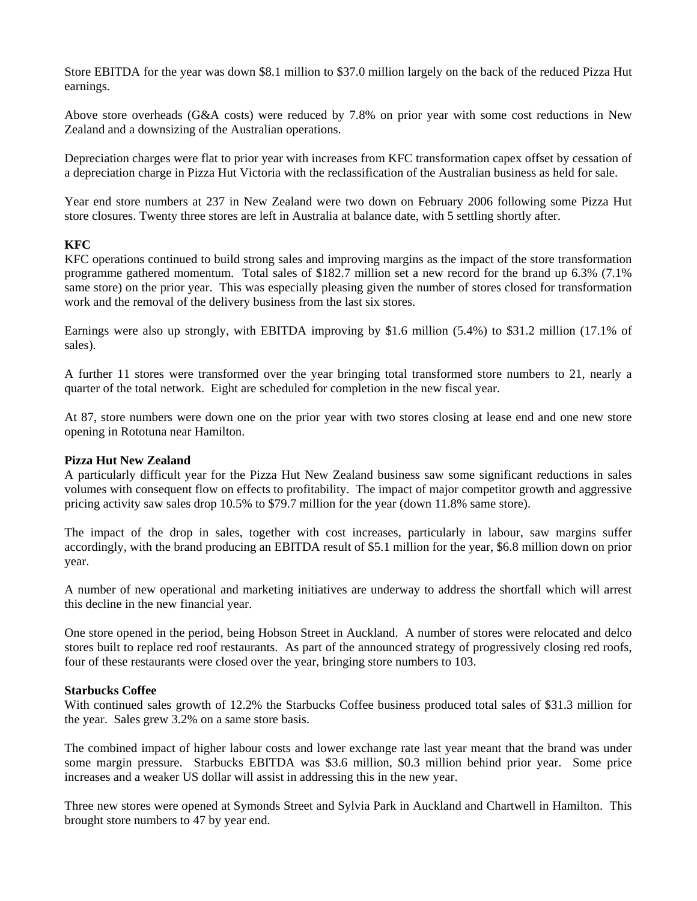Store EBITDA for the year was down $8.1 million to $37.0 million largely on the back of the reduced Pizza Hut earnings.

Above store overheads (G&A costs) were reduced by 7.8% on prior year with some cost reductions in New Zealand and a downsizing of the Australian operations.

Depreciation charges were flat to prior year with increases from KFC transformation capex offset by cessation of a depreciation charge in Pizza Hut Victoria with the reclassification of the Australian business as held for sale.

Year end store numbers at 237 in New Zealand were two down on February 2006 following some Pizza Hut store closures. Twenty three stores are left in Australia at balance date, with 5 settling shortly after.

**KFC**

KFC operations continued to build strong sales and improving margins as the impact of the store transformation programme gathered momentum. Total sales of $182.7 million set a new record for the brand up 6.3% (7.1% same store) on the prior year. This was especially pleasing given the number of stores closed for transformation work and the removal of the delivery business from the last six stores.

Earnings were also up strongly, with EBITDA improving by $1.6 million (5.4%) to $31.2 million (17.1% of sales).

A further 11 stores were transformed over the year bringing total transformed store numbers to 21, nearly a quarter of the total network. Eight are scheduled for completion in the new fiscal year.

At 87, store numbers were down one on the prior year with two stores closing at lease end and one new store opening in Rototuna near Hamilton.

**Pizza Hut New Zealand**

A particularly difficult year for the Pizza Hut New Zealand business saw some significant reductions in sales volumes with consequent flow on effects to profitability. The impact of major competitor growth and aggressive pricing activity saw sales drop 10.5% to $79.7 million for the year (down 11.8% same store).

The impact of the drop in sales, together with cost increases, particularly in labour, saw margins suffer accordingly, with the brand producing an EBITDA result of $5.1 million for the year, $6.8 million down on prior year.

A number of new operational and marketing initiatives are underway to address the shortfall which will arrest this decline in the new financial year.

One store opened in the period, being Hobson Street in Auckland. A number of stores were relocated and delco stores built to replace red roof restaurants. As part of the announced strategy of progressively closing red roofs, four of these restaurants were closed over the year, bringing store numbers to 103.

**Starbucks Coffee**

With continued sales growth of 12.2% the Starbucks Coffee business produced total sales of $31.3 million for the year. Sales grew 3.2% on a same store basis.

The combined impact of higher labour costs and lower exchange rate last year meant that the brand was under some margin pressure. Starbucks EBITDA was $3.6 million, $0.3 million behind prior year. Some price increases and a weaker US dollar will assist in addressing this in the new year.

Three new stores were opened at Symonds Street and Sylvia Park in Auckland and Chartwell in Hamilton. This brought store numbers to 47 by year end.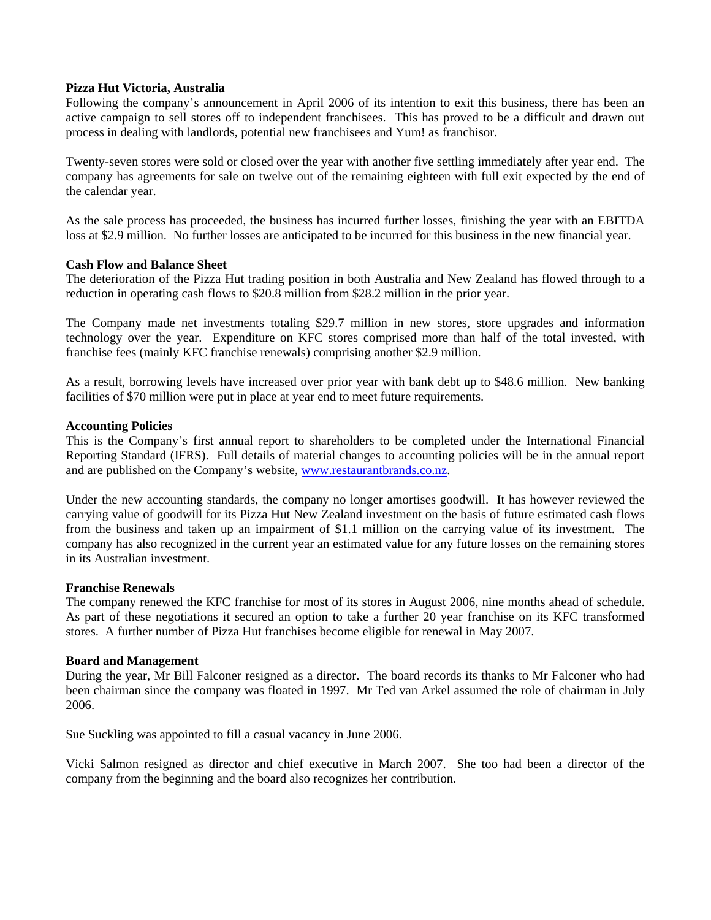**Pizza Hut Victoria, Australia**

Following the company's announcement in April 2006 of its intention to exit this business, there has been an active campaign to sell stores off to independent franchisees. This has proved to be a difficult and drawn out process in dealing with landlords, potential new franchisees and Yum! as franchisor.

Twenty-seven stores were sold or closed over the year with another five settling immediately after year end. The company has agreements for sale on twelve out of the remaining eighteen with full exit expected by the end of the calendar year.

As the sale process has proceeded, the business has incurred further losses, finishing the year with an EBITDA loss at $2.9 million. No further losses are anticipated to be incurred for this business in the new financial year.

**Cash Flow and Balance Sheet**

The deterioration of the Pizza Hut trading position in both Australia and New Zealand has flowed through to a reduction in operating cash flows to $20.8 million from $28.2 million in the prior year.

The Company made net investments totaling $29.7 million in new stores, store upgrades and information technology over the year. Expenditure on KFC stores comprised more than half of the total invested, with franchise fees (mainly KFC franchise renewals) comprising another $2.9 million.

As a result, borrowing levels have increased over prior year with bank debt up to $48.6 million. New banking facilities of $70 million were put in place at year end to meet future requirements.

**Accounting Policies**

This is the Company's first annual report to shareholders to be completed under the International Financial Reporting Standard (IFRS). Full details of material changes to accounting policies will be in the annual report and are published on the Company's website, www.restaurantbrands.co.nz.

Under the new accounting standards, the company no longer amortises goodwill. It has however reviewed the carrying value of goodwill for its Pizza Hut New Zealand investment on the basis of future estimated cash flows from the business and taken up an impairment of $1.1 million on the carrying value of its investment. The company has also recognized in the current year an estimated value for any future losses on the remaining stores in its Australian investment.

**Franchise Renewals**

The company renewed the KFC franchise for most of its stores in August 2006, nine months ahead of schedule. As part of these negotiations it secured an option to take a further 20 year franchise on its KFC transformed stores. A further number of Pizza Hut franchises become eligible for renewal in May 2007.

**Board and Management**

During the year, Mr Bill Falconer resigned as a director. The board records its thanks to Mr Falconer who had been chairman since the company was floated in 1997. Mr Ted van Arkel assumed the role of chairman in July 2006.

Sue Suckling was appointed to fill a casual vacancy in June 2006.

Vicki Salmon resigned as director and chief executive in March 2007. She too had been a director of the company from the beginning and the board also recognizes her contribution.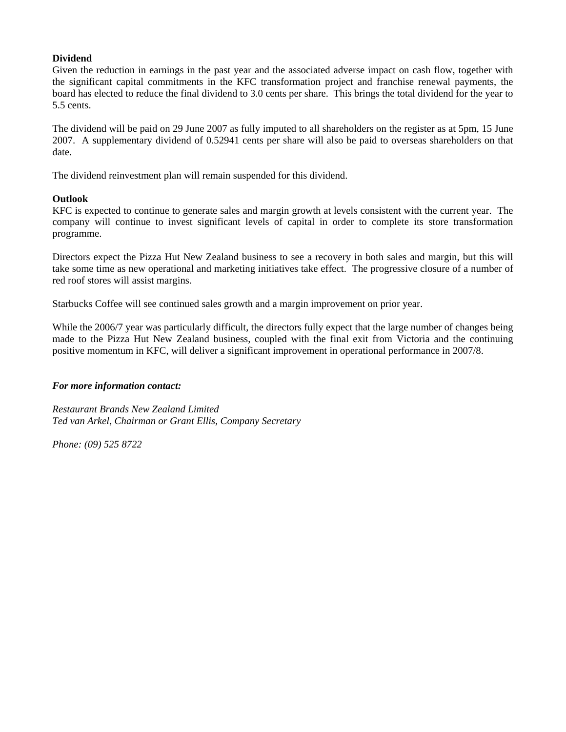**Dividend**

Given the reduction in earnings in the past year and the associated adverse impact on cash flow, together with the significant capital commitments in the KFC transformation project and franchise renewal payments, the board has elected to reduce the final dividend to 3.0 cents per share. This brings the total dividend for the year to 5.5 cents.

The dividend will be paid on 29 June 2007 as fully imputed to all shareholders on the register as at 5pm, 15 June 2007. A supplementary dividend of 0.52941 cents per share will also be paid to overseas shareholders on that date.

The dividend reinvestment plan will remain suspended for this dividend.

**Outlook**

KFC is expected to continue to generate sales and margin growth at levels consistent with the current year. The company will continue to invest significant levels of capital in order to complete its store transformation programme.

Directors expect the Pizza Hut New Zealand business to see a recovery in both sales and margin, but this will take some time as new operational and marketing initiatives take effect. The progressive closure of a number of red roof stores will assist margins.

Starbucks Coffee will see continued sales growth and a margin improvement on prior year.

While the 2006/7 year was particularly difficult, the directors fully expect that the large number of changes being made to the Pizza Hut New Zealand business, coupled with the final exit from Victoria and the continuing positive momentum in KFC, will deliver a significant improvement in operational performance in 2007/8.

***For more information contact:***

*Restaurant Brands New Zealand Limited*
*Ted van Arkel, Chairman or Grant Ellis, Company Secretary*

*Phone: (09) 525 8722*